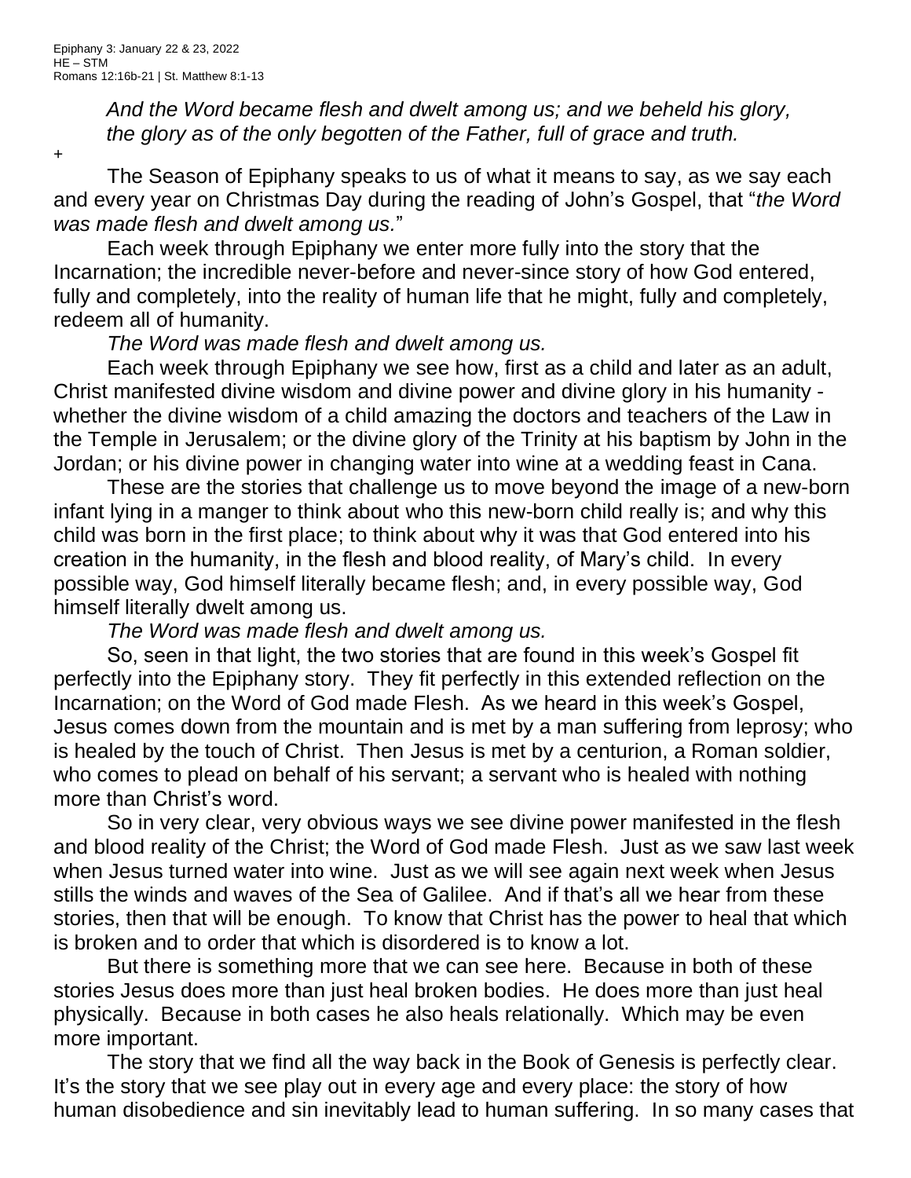Epiphany 3: January 22 & 23, 2022
HE – STM
Romans 12:16b-21 | St. Matthew 8:1-13

*And the Word became flesh and dwelt among us; and we beheld his glory, the glory as of the only begotten of the Father, full of grace and truth.*

+

The Season of Epiphany speaks to us of what it means to say, as we say each and every year on Christmas Day during the reading of John's Gospel, that "*the Word was made flesh and dwelt among us.*"

Each week through Epiphany we enter more fully into the story that the Incarnation; the incredible never-before and never-since story of how God entered, fully and completely, into the reality of human life that he might, fully and completely, redeem all of humanity.

*The Word was made flesh and dwelt among us.*

Each week through Epiphany we see how, first as a child and later as an adult, Christ manifested divine wisdom and divine power and divine glory in his humanity - whether the divine wisdom of a child amazing the doctors and teachers of the Law in the Temple in Jerusalem; or the divine glory of the Trinity at his baptism by John in the Jordan; or his divine power in changing water into wine at a wedding feast in Cana.

These are the stories that challenge us to move beyond the image of a new-born infant lying in a manger to think about who this new-born child really is; and why this child was born in the first place; to think about why it was that God entered into his creation in the humanity, in the flesh and blood reality, of Mary's child. In every possible way, God himself literally became flesh; and, in every possible way, God himself literally dwelt among us.

*The Word was made flesh and dwelt among us.*

So, seen in that light, the two stories that are found in this week's Gospel fit perfectly into the Epiphany story. They fit perfectly in this extended reflection on the Incarnation; on the Word of God made Flesh. As we heard in this week's Gospel, Jesus comes down from the mountain and is met by a man suffering from leprosy; who is healed by the touch of Christ. Then Jesus is met by a centurion, a Roman soldier, who comes to plead on behalf of his servant; a servant who is healed with nothing more than Christ's word.

So in very clear, very obvious ways we see divine power manifested in the flesh and blood reality of the Christ; the Word of God made Flesh. Just as we saw last week when Jesus turned water into wine. Just as we will see again next week when Jesus stills the winds and waves of the Sea of Galilee. And if that's all we hear from these stories, then that will be enough. To know that Christ has the power to heal that which is broken and to order that which is disordered is to know a lot.

But there is something more that we can see here. Because in both of these stories Jesus does more than just heal broken bodies. He does more than just heal physically. Because in both cases he also heals relationally. Which may be even more important.

The story that we find all the way back in the Book of Genesis is perfectly clear. It's the story that we see play out in every age and every place: the story of how human disobedience and sin inevitably lead to human suffering. In so many cases that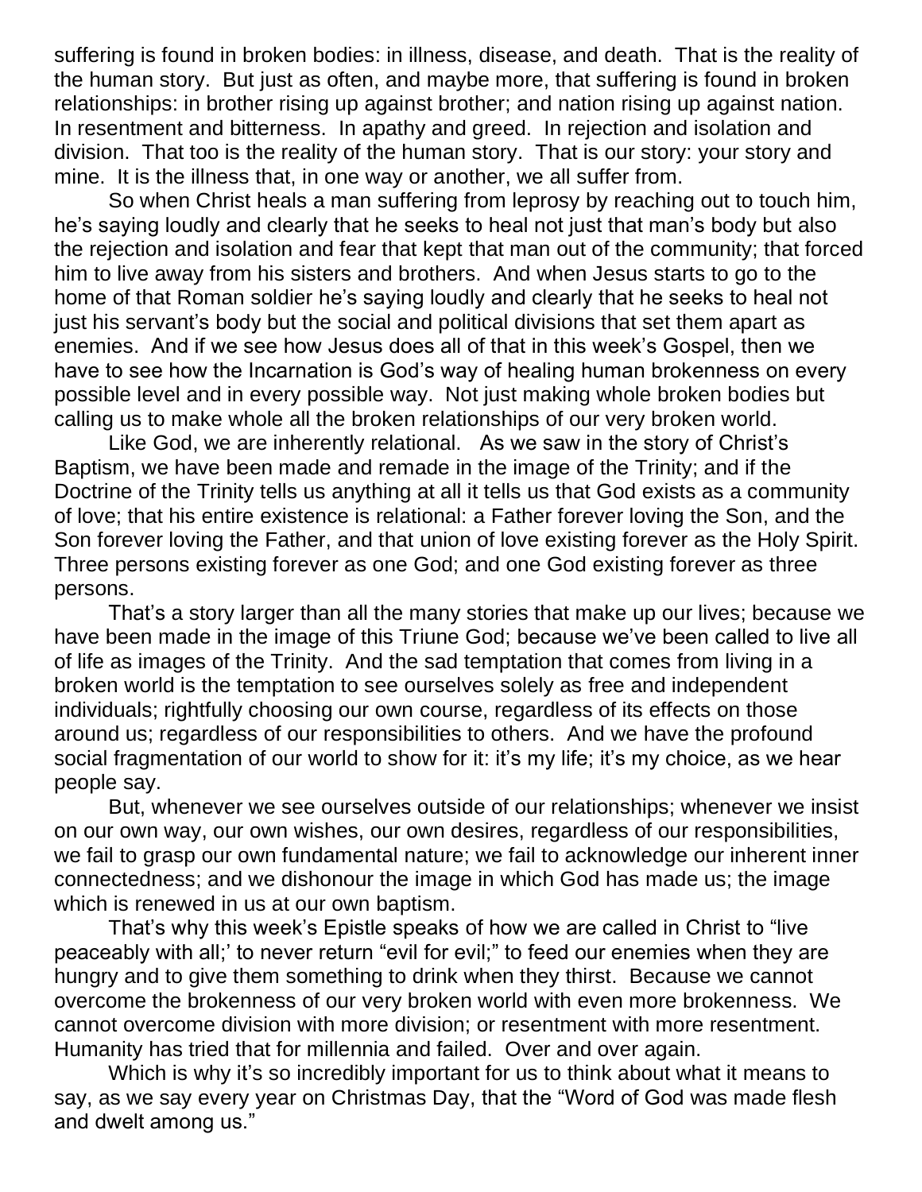suffering is found in broken bodies: in illness, disease, and death. That is the reality of the human story. But just as often, and maybe more, that suffering is found in broken relationships: in brother rising up against brother; and nation rising up against nation. In resentment and bitterness. In apathy and greed. In rejection and isolation and division. That too is the reality of the human story. That is our story: your story and mine. It is the illness that, in one way or another, we all suffer from.

So when Christ heals a man suffering from leprosy by reaching out to touch him, he's saying loudly and clearly that he seeks to heal not just that man's body but also the rejection and isolation and fear that kept that man out of the community; that forced him to live away from his sisters and brothers. And when Jesus starts to go to the home of that Roman soldier he's saying loudly and clearly that he seeks to heal not just his servant's body but the social and political divisions that set them apart as enemies. And if we see how Jesus does all of that in this week's Gospel, then we have to see how the Incarnation is God's way of healing human brokenness on every possible level and in every possible way. Not just making whole broken bodies but calling us to make whole all the broken relationships of our very broken world.

Like God, we are inherently relational. As we saw in the story of Christ's Baptism, we have been made and remade in the image of the Trinity; and if the Doctrine of the Trinity tells us anything at all it tells us that God exists as a community of love; that his entire existence is relational: a Father forever loving the Son, and the Son forever loving the Father, and that union of love existing forever as the Holy Spirit. Three persons existing forever as one God; and one God existing forever as three persons.

That's a story larger than all the many stories that make up our lives; because we have been made in the image of this Triune God; because we've been called to live all of life as images of the Trinity. And the sad temptation that comes from living in a broken world is the temptation to see ourselves solely as free and independent individuals; rightfully choosing our own course, regardless of its effects on those around us; regardless of our responsibilities to others. And we have the profound social fragmentation of our world to show for it: it's my life; it's my choice, as we hear people say.

But, whenever we see ourselves outside of our relationships; whenever we insist on our own way, our own wishes, our own desires, regardless of our responsibilities, we fail to grasp our own fundamental nature; we fail to acknowledge our inherent inner connectedness; and we dishonour the image in which God has made us; the image which is renewed in us at our own baptism.

That's why this week's Epistle speaks of how we are called in Christ to "live peaceably with all;' to never return "evil for evil;" to feed our enemies when they are hungry and to give them something to drink when they thirst. Because we cannot overcome the brokenness of our very broken world with even more brokenness. We cannot overcome division with more division; or resentment with more resentment. Humanity has tried that for millennia and failed. Over and over again.

Which is why it's so incredibly important for us to think about what it means to say, as we say every year on Christmas Day, that the "Word of God was made flesh and dwelt among us."